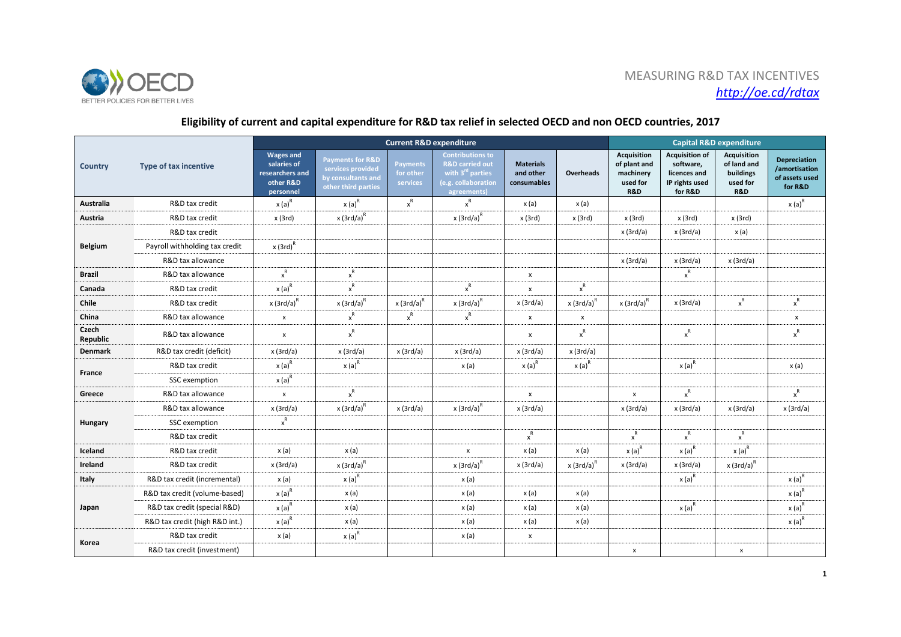# MEASURING R&D TAX INCENTIVES

*http://oe.cd/rdtax*

## Eligibility of current and capital expenditure for R&D tax relief in selected OECD and non OECD countries, 2017

| Country | Type of tax incentive | Current R&D expenditure | | | | | | Capital R&D expenditure | | | |
|---|---|---|---|---|---|---|---|---|---|---|---|
| | | Wages and salaries of researchers and other R&D personnel | Payments for R&D services provided by consultants and other third parties | Payments for other services | Contributions to R&D carried out with 3rd parties (e.g. collaboration agreements) | Materials and other consumables | Overheads | Acquisition of plant and machinery used for R&D | Acquisition of software, licences and IP rights used for R&D | Acquisition of land and buildings used for R&D | Depreciation /amortisation of assets used for R&D |
| **Australia** | R&D tax credit | x (a)$^{R}$ | x (a)$^{R}$ | x$^{R}$ | x$^{R}$ | x (a) | x (a) | | | | x (a)$^{R}$ |
| **Austria** | R&D tax credit | x (3rd) | x (3rd/a)$^{R}$ | | x (3rd/a)$^{R}$ | x (3rd) | x (3rd) | x (3rd) | x (3rd) | x (3rd) | |
| **Belgium** | R&D tax credit | | | | | | | x (3rd/a) | x (3rd/a) | x (a) | |
| | Payroll withholding tax credit | x (3rd)$^{R}$ | | | | | | | | | |
| | R&D tax allowance | | | | | | | x (3rd/a) | x (3rd/a) | x (3rd/a) | |
| **Brazil** | R&D tax allowance | x$^{R}$ | x$^{R}$ | | | x | | | x$^{R}$ | | |
| **Canada** | R&D tax credit | x (a)$^{R}$ | x$^{R}$ | | x$^{R}$ | x | x$^{R}$ | | | | |
| **Chile** | R&D tax credit | x (3rd/a)$^{R}$ | x (3rd/a)$^{R}$ | x (3rd/a)$^{R}$ | x (3rd/a)$^{R}$ | x (3rd/a) | x (3rd/a)$^{R}$ | x (3rd/a)$^{R}$ | x (3rd/a) | x$^{R}$ | x$^{R}$ |
| **China** | R&D tax allowance | x | x$^{R}$ | x$^{R}$ | x$^{R}$ | x | x | | | | x |
| **Czech Republic** | R&D tax allowance | x | x$^{R}$ | | | x | x$^{R}$ | | x$^{R}$ | | x$^{R}$ |
| **Denmark** | R&D tax credit (deficit) | x (3rd/a) | x (3rd/a) | x (3rd/a) | x (3rd/a) | x (3rd/a) | x (3rd/a) | | | | |
| **France** | R&D tax credit | x (a)$^{R}$ | x (a)$^{R}$ | | x (a) | x (a)$^{R}$ | x (a)$^{R}$ | | x (a)$^{R}$ | | x (a) |
| | SSC exemption | x (a)$^{R}$ | | | | | | | | | |
| **Greece** | R&D tax allowance | x | x$^{R}$ | | | x | | x | x$^{R}$ | | x$^{R}$ |
| **Hungary** | R&D tax allowance | x (3rd/a) | x (3rd/a)$^{R}$ | x (3rd/a) | x (3rd/a)$^{R}$ | x (3rd/a) | | x (3rd/a) | x (3rd/a) | x (3rd/a) | x (3rd/a) |
| | SSC exemption | x$^{R}$ | | | | | | | | | |
| | R&D tax credit | | | | | x$^{R}$ | | x$^{R}$ | x$^{R}$ | x$^{R}$ | |
| **Iceland** | R&D tax credit | x (a) | x (a) | | x | x (a) | x (a) | x (a)$^{R}$ | x (a)$^{R}$ | x (a)$^{R}$ | |
| **Ireland** | R&D tax credit | x (3rd/a) | x (3rd/a)$^{R}$ | | x (3rd/a)$^{R}$ | x (3rd/a) | x (3rd/a)$^{R}$ | x (3rd/a) | x (3rd/a) | x (3rd/a)$^{R}$ | |
| **Italy** | R&D tax credit (incremental) | x (a) | x (a)$^{R}$ | | x (a) | | | | x (a)$^{R}$ | | x (a)$^{R}$ |
| **Japan** | R&D tax credit (volume-based) | x (a)$^{R}$ | x (a) | | x (a) | x (a) | x (a) | | | | x (a)$^{R}$ |
| | R&D tax credit (special R&D) | x (a)$^{R}$ | x (a) | | x (a) | x (a) | x (a) | | x (a)$^{R}$ | | x (a)$^{R}$ |
| | R&D tax credit (high R&D int.) | x (a)$^{R}$ | x (a) | | x (a) | x (a) | x (a) | | | | x (a)$^{R}$ |
| **Korea** | R&D tax credit | x (a) | x (a)$^{R}$ | | x (a) | x | | | | | |
| | R&D tax credit (investment) | | | | | | | x | | x | |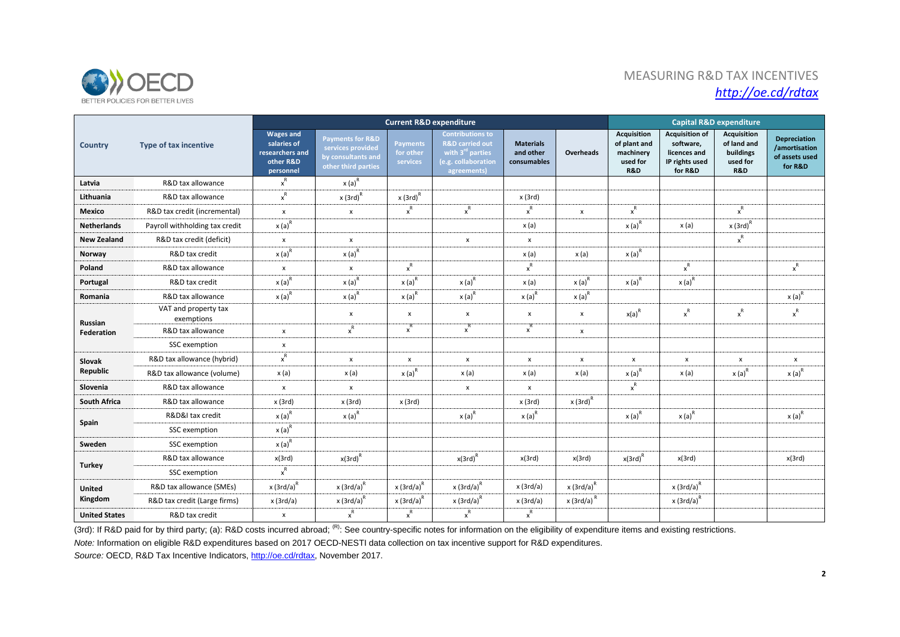| Country | Type of tax incentive | Current R&D expenditure | | | | | | Capital R&D expenditure | | | |
|---|---|---|---|---|---|---|---|---|---|---|---|
| | | Wages and salaries of researchers and other R&D personnel | Payments for R&D services provided by consultants and other third parties | Payments for other services | Contributions to R&D carried out with 3rd parties (e.g. collaboration agreements) | Materials and other consumables | Overheads | Acquisition of plant and machinery used for R&D | Acquisition of software, licences and IP rights used for R&D | Acquisition of land and buildings used for R&D | Depreciation /amortisation of assets used for R&D |
| **Latvia** | R&D tax allowance | x[R] | x (a)[R] | | | | | | | | |
| **Lithuania** | R&D tax allowance | x[R] | x (3rd)[R] | x (3rd)[R] | | x (3rd) | | | | | |
| **Mexico** | R&D tax credit (incremental) | x | x | x[R] | x[R] | x[R] | x | x[R] | | x[R] | |
| **Netherlands** | Payroll withholding tax credit | x (a)[R] | | | | x (a) | | x (a)[R] | x (a) | x (3rd)[R] | |
| **New Zealand** | R&D tax credit (deficit) | x | x | | x | x | | | | x[R] | |
| **Norway** | R&D tax credit | x (a)[R] | x (a)[R] | | | x (a) | x (a) | x (a)[R] | | | |
| **Poland** | R&D tax allowance | x | x | x[R] | | x[R] | | | x[R] | | x[R] |
| **Portugal** | R&D tax credit | x (a)[R] | x (a)[R] | x (a)[R] | x (a)[R] | x (a) | x (a)[R] | x (a)[R] | x (a)[R] | | |
| **Romania** | R&D tax allowance | x (a)[R] | x (a)[R] | x (a)[R] | x (a)[R] | x (a)[R] | x (a)[R] | | | | x (a)[R] |
| **Russian Federation** | VAT and property tax exemptions | | x | x | x | x | x | x(a)[R] | x[R] | x[R] | x[R] |
| | R&D tax allowance | x | x[R] | x[R] | x[R] | x[R] | x | | | | |
| | SSC exemption | x | | | | | | | | | |
| **Slovak Republic** | R&D tax allowance (hybrid) | x[R] | x | x | x | x | x | x | x | x | x |
| | R&D tax allowance (volume) | x (a) | x (a) | x (a)[R] | x (a) | x (a) | x (a) | x (a)[R] | x (a) | x (a)[R] | x (a)[R] |
| **Slovenia** | R&D tax allowance | x | x | | x | x | | x[R] | | | |
| **South Africa** | R&D tax allowance | x (3rd) | x (3rd) | x (3rd) | | x (3rd) | x (3rd)[R] | | | | |
| **Spain** | R&D&I tax credit | x (a)[R] | x (a)[R] | | x (a)[R] | x (a)[R] | | x (a)[R] | x (a)[R] | | x (a)[R] |
| | SSC exemption | x (a)[R] | | | | | | | | | |
| **Sweden** | SSC exemption | x (a)[R] | | | | | | | | | |
| **Turkey** | R&D tax allowance | x(3rd) | x(3rd)[R] | | x(3rd)[R] | x(3rd) | x(3rd) | x(3rd)[R] | x(3rd) | | x(3rd) |
| | SSC exemption | x[R] | | | | | | | | | |
| **United Kingdom** | R&D tax allowance (SMEs) | x (3rd/a)[R] | x (3rd/a)[R] | x (3rd/a)[R] | x (3rd/a)[R] | x (3rd/a) | x (3rd/a)[R] | | x (3rd/a)[R] | | |
| | R&D tax credit (Large firms) | x (3rd/a) | x (3rd/a)[R] | x (3rd/a)[R] | x (3rd/a)[R] | x (3rd/a) | x (3rd/a)[R] | | x (3rd/a)[R] | | |
| **United States** | R&D tax credit | x | x[R] | x[R] | x[R] | x[R] | | | | | |

(3rd): If R&D paid for by third party; (a): R&D costs incurred abroad; [(R)]: See country-specific notes for information on the eligibility of expenditure items and existing restrictions.

*Note:* Information on eligible R&D expenditures based on 2017 OECD-NESTI data collection on tax incentive support for R&D expenditures.

*Source:* OECD, R&D Tax Incentive Indicators, http://oe.cd/rdtax, November 2017.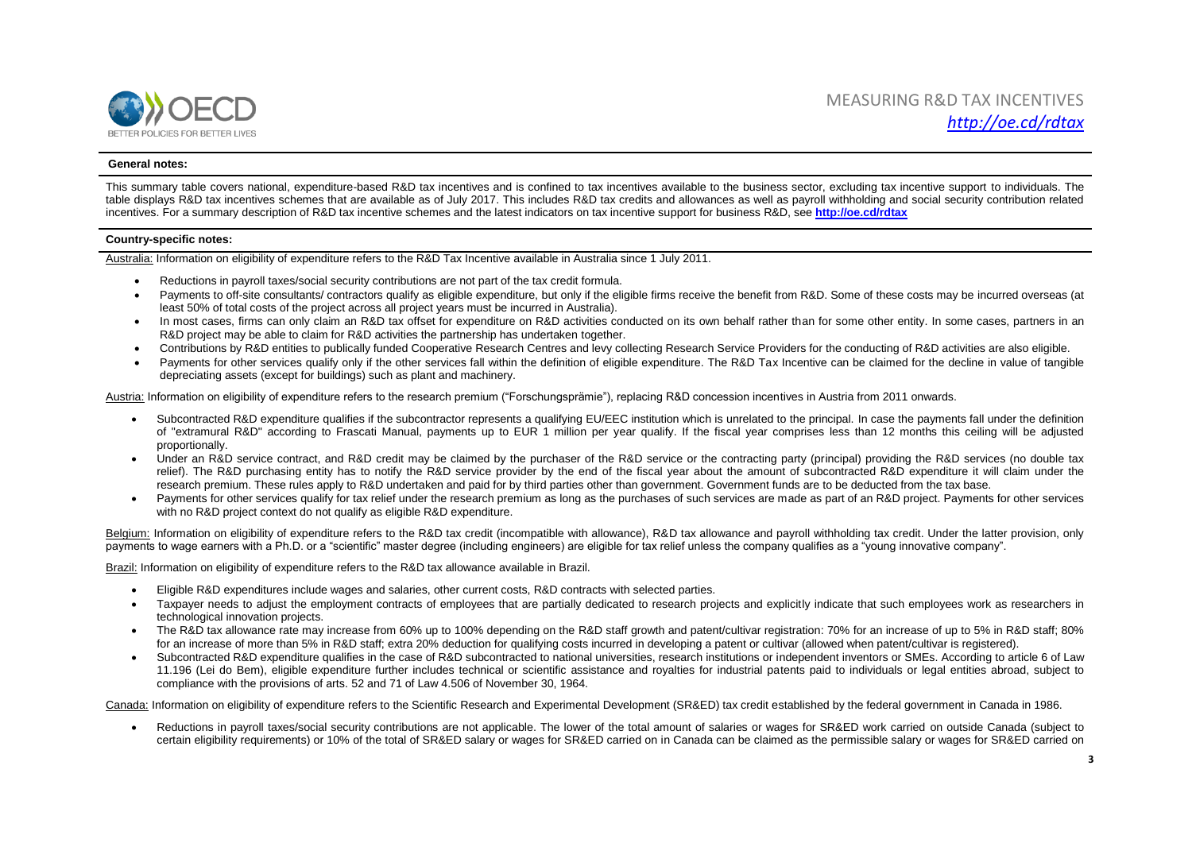**General notes:**

This summary table covers national, expenditure-based R&D tax incentives and is confined to tax incentives available to the business sector, excluding tax incentive support to individuals. The table displays R&D tax incentives schemes that are available as of July 2017. This includes R&D tax credits and allowances as well as payroll withholding and social security contribution related incentives. For a summary description of R&D tax incentive schemes and the latest indicators on tax incentive support for business R&D, see **http://oe.cd/rdtax**

**Country-specific notes:**

Australia: Information on eligibility of expenditure refers to the R&D Tax Incentive available in Australia since 1 July 2011.

- Reductions in payroll taxes/social security contributions are not part of the tax credit formula.
- Payments to off-site consultants/ contractors qualify as eligible expenditure, but only if the eligible firms receive the benefit from R&D. Some of these costs may be incurred overseas (at least 50% of total costs of the project across all project years must be incurred in Australia).
- In most cases, firms can only claim an R&D tax offset for expenditure on R&D activities conducted on its own behalf rather than for some other entity. In some cases, partners in an R&D project may be able to claim for R&D activities the partnership has undertaken together.
- Contributions by R&D entities to publically funded Cooperative Research Centres and levy collecting Research Service Providers for the conducting of R&D activities are also eligible.
- Payments for other services qualify only if the other services fall within the definition of eligible expenditure. The R&D Tax Incentive can be claimed for the decline in value of tangible depreciating assets (except for buildings) such as plant and machinery.

Austria: Information on eligibility of expenditure refers to the research premium ("Forschungsprämie"), replacing R&D concession incentives in Austria from 2011 onwards.

- Subcontracted R&D expenditure qualifies if the subcontractor represents a qualifying EU/EEC institution which is unrelated to the principal. In case the payments fall under the definition of "extramural R&D" according to Frascati Manual, payments up to EUR 1 million per year qualify. If the fiscal year comprises less than 12 months this ceiling will be adjusted proportionally.
- Under an R&D service contract, and R&D credit may be claimed by the purchaser of the R&D service or the contracting party (principal) providing the R&D services (no double tax relief). The R&D purchasing entity has to notify the R&D service provider by the end of the fiscal year about the amount of subcontracted R&D expenditure it will claim under the research premium. These rules apply to R&D undertaken and paid for by third parties other than government. Government funds are to be deducted from the tax base.
- Payments for other services qualify for tax relief under the research premium as long as the purchases of such services are made as part of an R&D project. Payments for other services with no R&D project context do not qualify as eligible R&D expenditure.

Belgium: Information on eligibility of expenditure refers to the R&D tax credit (incompatible with allowance), R&D tax allowance and payroll withholding tax credit. Under the latter provision, only payments to wage earners with a Ph.D. or a "scientific" master degree (including engineers) are eligible for tax relief unless the company qualifies as a "young innovative company".

Brazil: Information on eligibility of expenditure refers to the R&D tax allowance available in Brazil.

- Eligible R&D expenditures include wages and salaries, other current costs, R&D contracts with selected parties.
- Taxpayer needs to adjust the employment contracts of employees that are partially dedicated to research projects and explicitly indicate that such employees work as researchers in technological innovation projects.
- The R&D tax allowance rate may increase from 60% up to 100% depending on the R&D staff growth and patent/cultivar registration: 70% for an increase of up to 5% in R&D staff; 80% for an increase of more than 5% in R&D staff; extra 20% deduction for qualifying costs incurred in developing a patent or cultivar (allowed when patent/cultivar is registered).
- Subcontracted R&D expenditure qualifies in the case of R&D subcontracted to national universities, research institutions or independent inventors or SMEs. According to article 6 of Law 11.196 (Lei do Bem), eligible expenditure further includes technical or scientific assistance and royalties for industrial patents paid to individuals or legal entities abroad, subject to compliance with the provisions of arts. 52 and 71 of Law 4.506 of November 30, 1964.

Canada: Information on eligibility of expenditure refers to the Scientific Research and Experimental Development (SR&ED) tax credit established by the federal government in Canada in 1986.

- Reductions in payroll taxes/social security contributions are not applicable. The lower of the total amount of salaries or wages for SR&ED work carried on outside Canada (subject to certain eligibility requirements) or 10% of the total of SR&ED salary or wages for SR&ED carried on in Canada can be claimed as the permissible salary or wages for SR&ED carried on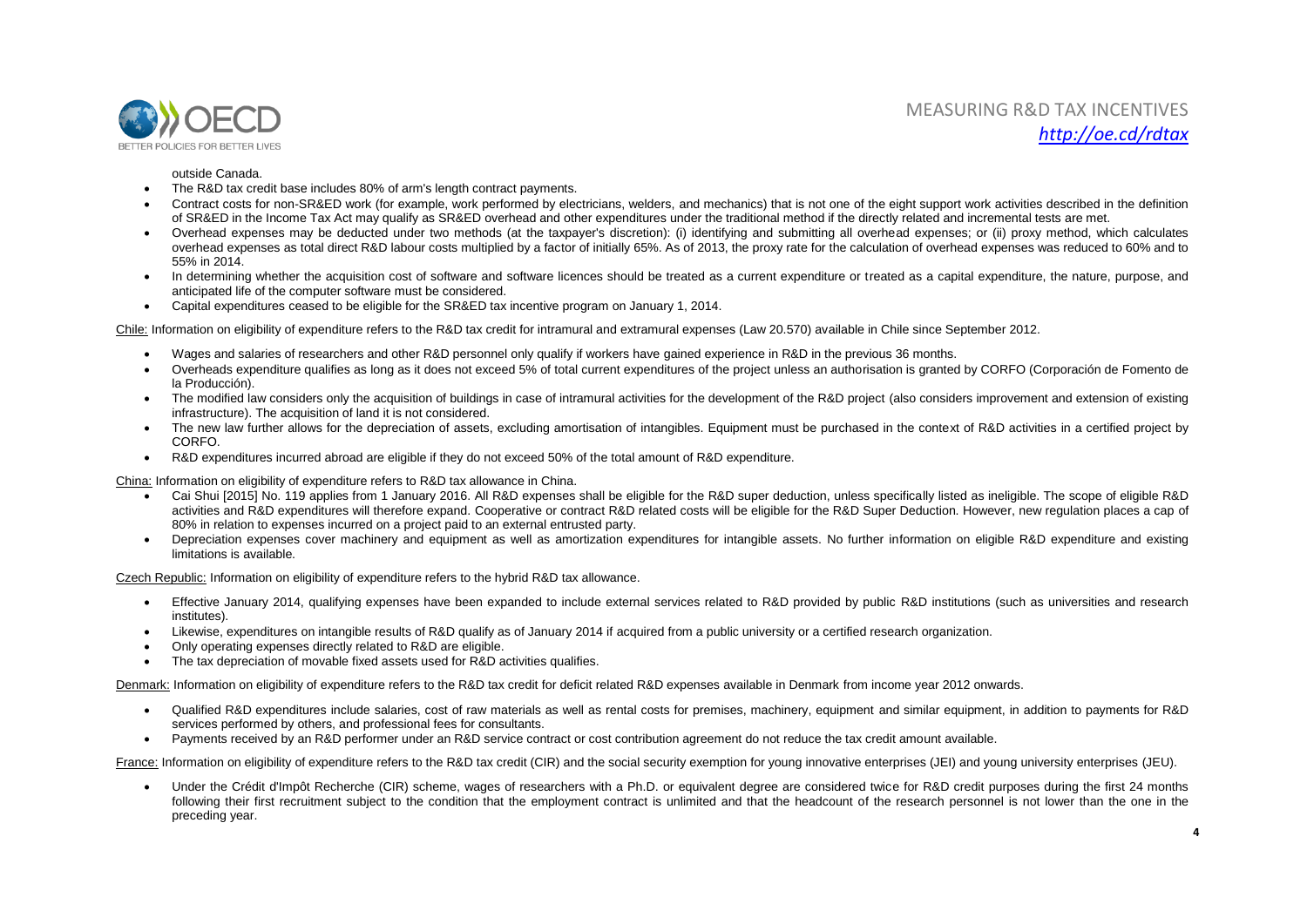outside Canada.

- The R&D tax credit base includes 80% of arm's length contract payments.
- Contract costs for non-SR&ED work (for example, work performed by electricians, welders, and mechanics) that is not one of the eight support work activities described in the definition of SR&ED in the Income Tax Act may qualify as SR&ED overhead and other expenditures under the traditional method if the directly related and incremental tests are met.
- Overhead expenses may be deducted under two methods (at the taxpayer's discretion): (i) identifying and submitting all overhead expenses; or (ii) proxy method, which calculates overhead expenses as total direct R&D labour costs multiplied by a factor of initially 65%. As of 2013, the proxy rate for the calculation of overhead expenses was reduced to 60% and to 55% in 2014.
- In determining whether the acquisition cost of software and software licences should be treated as a current expenditure or treated as a capital expenditure, the nature, purpose, and anticipated life of the computer software must be considered.
- Capital expenditures ceased to be eligible for the SR&ED tax incentive program on January 1, 2014.

Chile: Information on eligibility of expenditure refers to the R&D tax credit for intramural and extramural expenses (Law 20.570) available in Chile since September 2012.

- Wages and salaries of researchers and other R&D personnel only qualify if workers have gained experience in R&D in the previous 36 months.
- Overheads expenditure qualifies as long as it does not exceed 5% of total current expenditures of the project unless an authorisation is granted by CORFO (Corporación de Fomento de la Producción).
- The modified law considers only the acquisition of buildings in case of intramural activities for the development of the R&D project (also considers improvement and extension of existing infrastructure). The acquisition of land it is not considered.
- The new law further allows for the depreciation of assets, excluding amortisation of intangibles. Equipment must be purchased in the context of R&D activities in a certified project by CORFO.
- R&D expenditures incurred abroad are eligible if they do not exceed 50% of the total amount of R&D expenditure.

China: Information on eligibility of expenditure refers to R&D tax allowance in China.

- Cai Shui [2015] No. 119 applies from 1 January 2016. All R&D expenses shall be eligible for the R&D super deduction, unless specifically listed as ineligible. The scope of eligible R&D activities and R&D expenditures will therefore expand. Cooperative or contract R&D related costs will be eligible for the R&D Super Deduction. However, new regulation places a cap of 80% in relation to expenses incurred on a project paid to an external entrusted party.
- Depreciation expenses cover machinery and equipment as well as amortization expenditures for intangible assets. No further information on eligible R&D expenditure and existing limitations is available.

Czech Republic: Information on eligibility of expenditure refers to the hybrid R&D tax allowance.

- Effective January 2014, qualifying expenses have been expanded to include external services related to R&D provided by public R&D institutions (such as universities and research institutes).
- Likewise, expenditures on intangible results of R&D qualify as of January 2014 if acquired from a public university or a certified research organization.
- Only operating expenses directly related to R&D are eligible.
- The tax depreciation of movable fixed assets used for R&D activities qualifies.

Denmark: Information on eligibility of expenditure refers to the R&D tax credit for deficit related R&D expenses available in Denmark from income year 2012 onwards.

- Qualified R&D expenditures include salaries, cost of raw materials as well as rental costs for premises, machinery, equipment and similar equipment, in addition to payments for R&D services performed by others, and professional fees for consultants.
- Payments received by an R&D performer under an R&D service contract or cost contribution agreement do not reduce the tax credit amount available.

France: Information on eligibility of expenditure refers to the R&D tax credit (CIR) and the social security exemption for young innovative enterprises (JEI) and young university enterprises (JEU).

- Under the Crédit d'Impôt Recherche (CIR) scheme, wages of researchers with a Ph.D. or equivalent degree are considered twice for R&D credit purposes during the first 24 months following their first recruitment subject to the condition that the employment contract is unlimited and that the headcount of the research personnel is not lower than the one in the preceding year.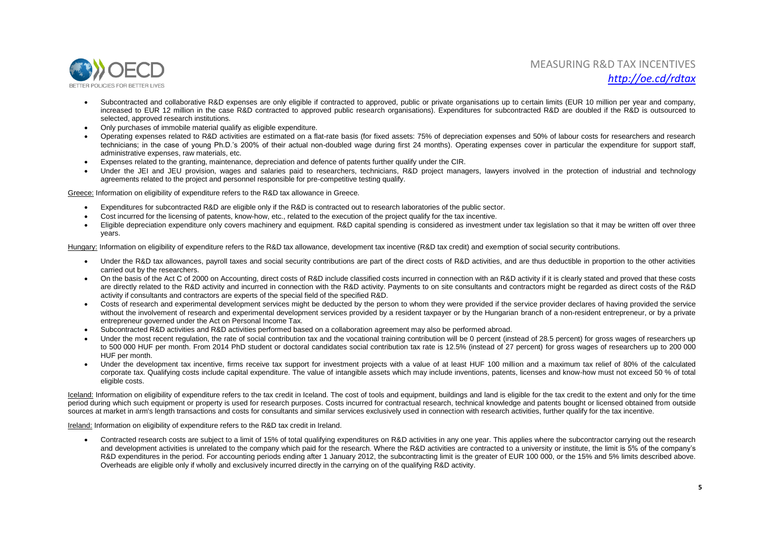- Subcontracted and collaborative R&D expenses are only eligible if contracted to approved, public or private organisations up to certain limits (EUR 10 million per year and company, increased to EUR 12 million in the case R&D contracted to approved public research organisations). Expenditures for subcontracted R&D are doubled if the R&D is outsourced to selected, approved research institutions.
- Only purchases of immobile material qualify as eligible expenditure.
- Operating expenses related to R&D activities are estimated on a flat-rate basis (for fixed assets: 75% of depreciation expenses and 50% of labour costs for researchers and research technicians; in the case of young Ph.D.'s 200% of their actual non-doubled wage during first 24 months). Operating expenses cover in particular the expenditure for support staff, administrative expenses, raw materials, etc.
- Expenses related to the granting, maintenance, depreciation and defence of patents further qualify under the CIR.
- Under the JEI and JEU provision, wages and salaries paid to researchers, technicians, R&D project managers, lawyers involved in the protection of industrial and technology agreements related to the project and personnel responsible for pre-competitive testing qualify.

Greece: Information on eligibility of expenditure refers to the R&D tax allowance in Greece.

- Expenditures for subcontracted R&D are eligible only if the R&D is contracted out to research laboratories of the public sector.
- Cost incurred for the licensing of patents, know-how, etc., related to the execution of the project qualify for the tax incentive.
- Eligible depreciation expenditure only covers machinery and equipment. R&D capital spending is considered as investment under tax legislation so that it may be written off over three years.

Hungary: Information on eligibility of expenditure refers to the R&D tax allowance, development tax incentive (R&D tax credit) and exemption of social security contributions.

- Under the R&D tax allowances, payroll taxes and social security contributions are part of the direct costs of R&D activities, and are thus deductible in proportion to the other activities carried out by the researchers.
- On the basis of the Act C of 2000 on Accounting, direct costs of R&D include classified costs incurred in connection with an R&D activity if it is clearly stated and proved that these costs are directly related to the R&D activity and incurred in connection with the R&D activity. Payments to on site consultants and contractors might be regarded as direct costs of the R&D activity if consultants and contractors are experts of the special field of the specified R&D.
- Costs of research and experimental development services might be deducted by the person to whom they were provided if the service provider declares of having provided the service without the involvement of research and experimental development services provided by a resident taxpayer or by the Hungarian branch of a non-resident entrepreneur, or by a private entrepreneur governed under the Act on Personal Income Tax.
- Subcontracted R&D activities and R&D activities performed based on a collaboration agreement may also be performed abroad.
- Under the most recent regulation, the rate of social contribution tax and the vocational training contribution will be 0 percent (instead of 28.5 percent) for gross wages of researchers up to 500 000 HUF per month. From 2014 PhD student or doctoral candidates social contribution tax rate is 12.5% (instead of 27 percent) for gross wages of researchers up to 200 000 HUF per month.
- Under the development tax incentive, firms receive tax support for investment projects with a value of at least HUF 100 million and a maximum tax relief of 80% of the calculated corporate tax. Qualifying costs include capital expenditure. The value of intangible assets which may include inventions, patents, licenses and know-how must not exceed 50 % of total eligible costs.

Iceland: Information on eligibility of expenditure refers to the tax credit in Iceland. The cost of tools and equipment, buildings and land is eligible for the tax credit to the extent and only for the time period during which such equipment or property is used for research purposes. Costs incurred for contractual research, technical knowledge and patents bought or licensed obtained from outside sources at market in arm's length transactions and costs for consultants and similar services exclusively used in connection with research activities, further qualify for the tax incentive.

Ireland: Information on eligibility of expenditure refers to the R&D tax credit in Ireland.

- Contracted research costs are subject to a limit of 15% of total qualifying expenditures on R&D activities in any one year. This applies where the subcontractor carrying out the research and development activities is unrelated to the company which paid for the research. Where the R&D activities are contracted to a university or institute, the limit is 5% of the company's R&D expenditures in the period. For accounting periods ending after 1 January 2012, the subcontracting limit is the greater of EUR 100 000, or the 15% and 5% limits described above. Overheads are eligible only if wholly and exclusively incurred directly in the carrying on of the qualifying R&D activity.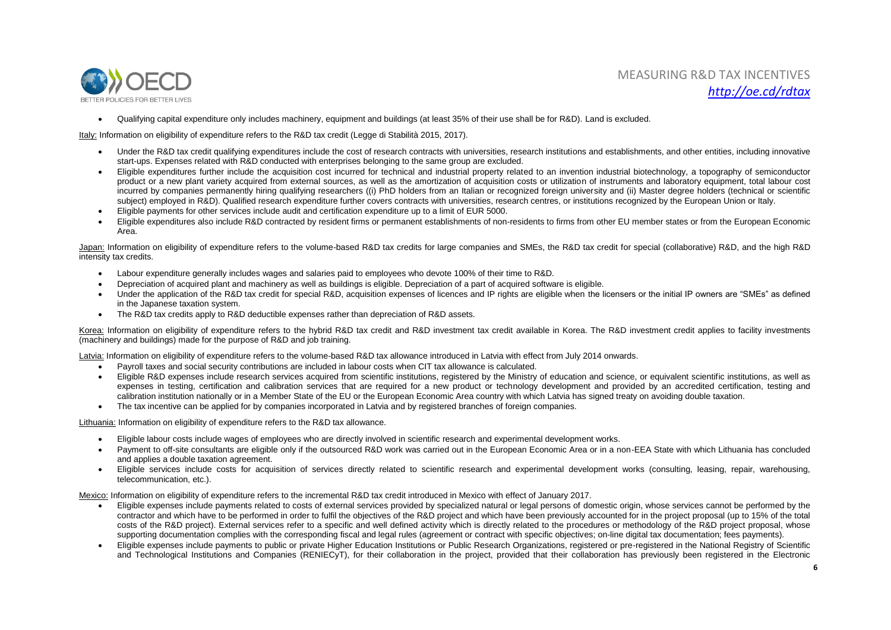- Qualifying capital expenditure only includes machinery, equipment and buildings (at least 35% of their use shall be for R&D). Land is excluded.

Italy: Information on eligibility of expenditure refers to the R&D tax credit (Legge di Stabilità 2015, 2017).

- Under the R&D tax credit qualifying expenditures include the cost of research contracts with universities, research institutions and establishments, and other entities, including innovative start-ups. Expenses related with R&D conducted with enterprises belonging to the same group are excluded.
- Eligible expenditures further include the acquisition cost incurred for technical and industrial property related to an invention industrial biotechnology, a topography of semiconductor product or a new plant variety acquired from external sources, as well as the amortization of acquisition costs or utilization of instruments and laboratory equipment, total labour cost incurred by companies permanently hiring qualifying researchers ((i) PhD holders from an Italian or recognized foreign university and (ii) Master degree holders (technical or scientific subject) employed in R&D). Qualified research expenditure further covers contracts with universities, research centres, or institutions recognized by the European Union or Italy.
- Eligible payments for other services include audit and certification expenditure up to a limit of EUR 5000.
- Eligible expenditures also include R&D contracted by resident firms or permanent establishments of non-residents to firms from other EU member states or from the European Economic Area.

Japan: Information on eligibility of expenditure refers to the volume-based R&D tax credits for large companies and SMEs, the R&D tax credit for special (collaborative) R&D, and the high R&D intensity tax credits.

- Labour expenditure generally includes wages and salaries paid to employees who devote 100% of their time to R&D.
- Depreciation of acquired plant and machinery as well as buildings is eligible. Depreciation of a part of acquired software is eligible.
- Under the application of the R&D tax credit for special R&D, acquisition expenses of licences and IP rights are eligible when the licensers or the initial IP owners are "SMEs" as defined in the Japanese taxation system.
- The R&D tax credits apply to R&D deductible expenses rather than depreciation of R&D assets.

Korea: Information on eligibility of expenditure refers to the hybrid R&D tax credit and R&D investment tax credit available in Korea. The R&D investment credit applies to facility investments (machinery and buildings) made for the purpose of R&D and job training.

Latvia: Information on eligibility of expenditure refers to the volume-based R&D tax allowance introduced in Latvia with effect from July 2014 onwards.

- Payroll taxes and social security contributions are included in labour costs when CIT tax allowance is calculated.
- Eligible R&D expenses include research services acquired from scientific institutions, registered by the Ministry of education and science, or equivalent scientific institutions, as well as expenses in testing, certification and calibration services that are required for a new product or technology development and provided by an accredited certification, testing and calibration institution nationally or in a Member State of the EU or the European Economic Area country with which Latvia has signed treaty on avoiding double taxation.
- The tax incentive can be applied for by companies incorporated in Latvia and by registered branches of foreign companies.

Lithuania: Information on eligibility of expenditure refers to the R&D tax allowance.

- Eligible labour costs include wages of employees who are directly involved in scientific research and experimental development works.
- Payment to off-site consultants are eligible only if the outsourced R&D work was carried out in the European Economic Area or in a non-EEA State with which Lithuania has concluded and applies a double taxation agreement.
- Eligible services include costs for acquisition of services directly related to scientific research and experimental development works (consulting, leasing, repair, warehousing, telecommunication, etc.).

Mexico: Information on eligibility of expenditure refers to the incremental R&D tax credit introduced in Mexico with effect of January 2017.

- Eligible expenses include payments related to costs of external services provided by specialized natural or legal persons of domestic origin, whose services cannot be performed by the contractor and which have to be performed in order to fulfil the objectives of the R&D project and which have been previously accounted for in the project proposal (up to 15% of the total costs of the R&D project). External services refer to a specific and well defined activity which is directly related to the procedures or methodology of the R&D project proposal, whose supporting documentation complies with the corresponding fiscal and legal rules (agreement or contract with specific objectives; on-line digital tax documentation; fees payments).
- Eligible expenses include payments to public or private Higher Education Institutions or Public Research Organizations, registered or pre-registered in the National Registry of Scientific and Technological Institutions and Companies (RENIECyT), for their collaboration in the project, provided that their collaboration has previously been registered in the Electronic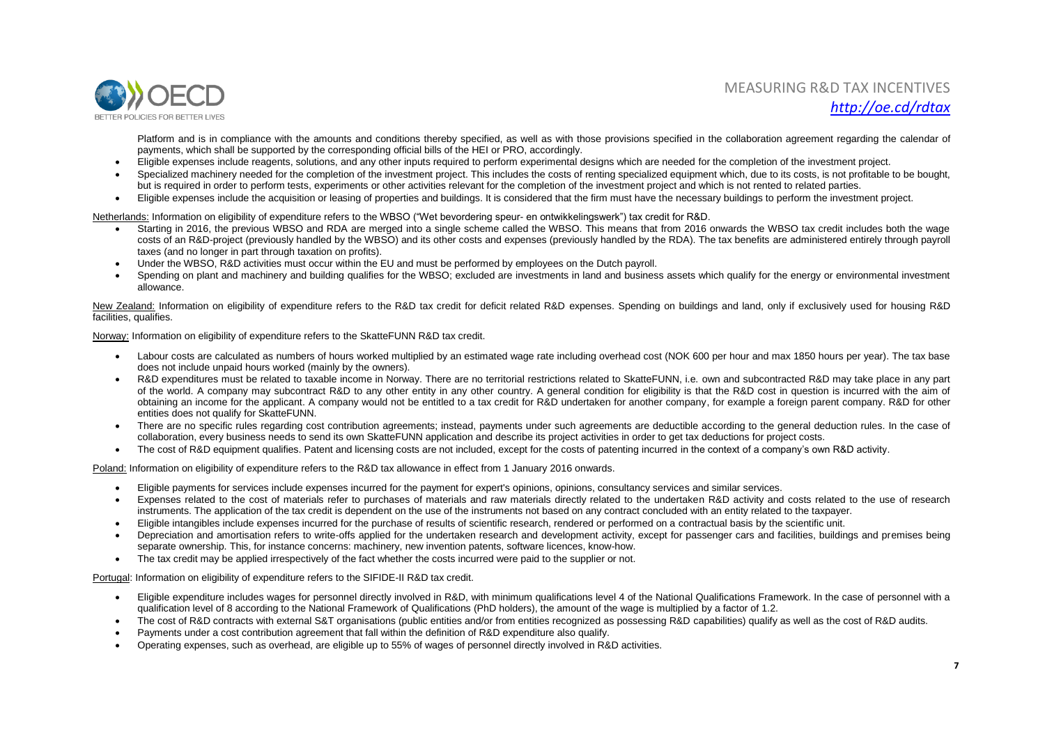Platform and is in compliance with the amounts and conditions thereby specified, as well as with those provisions specified in the collaboration agreement regarding the calendar of payments, which shall be supported by the corresponding official bills of the HEI or PRO, accordingly.

- Eligible expenses include reagents, solutions, and any other inputs required to perform experimental designs which are needed for the completion of the investment project.
- Specialized machinery needed for the completion of the investment project. This includes the costs of renting specialized equipment which, due to its costs, is not profitable to be bought, but is required in order to perform tests, experiments or other activities relevant for the completion of the investment project and which is not rented to related parties.
- Eligible expenses include the acquisition or leasing of properties and buildings. It is considered that the firm must have the necessary buildings to perform the investment project.

Netherlands: Information on eligibility of expenditure refers to the WBSO ("Wet bevordering speur- en ontwikkelingswerk") tax credit for R&D.

- Starting in 2016, the previous WBSO and RDA are merged into a single scheme called the WBSO. This means that from 2016 onwards the WBSO tax credit includes both the wage costs of an R&D-project (previously handled by the WBSO) and its other costs and expenses (previously handled by the RDA). The tax benefits are administered entirely through payroll taxes (and no longer in part through taxation on profits).
- Under the WBSO, R&D activities must occur within the EU and must be performed by employees on the Dutch payroll.
- Spending on plant and machinery and building qualifies for the WBSO; excluded are investments in land and business assets which qualify for the energy or environmental investment allowance.

New Zealand: Information on eligibility of expenditure refers to the R&D tax credit for deficit related R&D expenses. Spending on buildings and land, only if exclusively used for housing R&D facilities, qualifies.

Norway: Information on eligibility of expenditure refers to the SkatteFUNN R&D tax credit.

- Labour costs are calculated as numbers of hours worked multiplied by an estimated wage rate including overhead cost (NOK 600 per hour and max 1850 hours per year). The tax base does not include unpaid hours worked (mainly by the owners).
- R&D expenditures must be related to taxable income in Norway. There are no territorial restrictions related to SkatteFUNN, i.e. own and subcontracted R&D may take place in any part of the world. A company may subcontract R&D to any other entity in any other country. A general condition for eligibility is that the R&D cost in question is incurred with the aim of obtaining an income for the applicant. A company would not be entitled to a tax credit for R&D undertaken for another company, for example a foreign parent company. R&D for other entities does not qualify for SkatteFUNN.
- There are no specific rules regarding cost contribution agreements; instead, payments under such agreements are deductible according to the general deduction rules. In the case of collaboration, every business needs to send its own SkatteFUNN application and describe its project activities in order to get tax deductions for project costs.
- The cost of R&D equipment qualifies. Patent and licensing costs are not included, except for the costs of patenting incurred in the context of a company's own R&D activity.

Poland: Information on eligibility of expenditure refers to the R&D tax allowance in effect from 1 January 2016 onwards.

- Eligible payments for services include expenses incurred for the payment for expert's opinions, opinions, consultancy services and similar services.
- Expenses related to the cost of materials refer to purchases of materials and raw materials directly related to the undertaken R&D activity and costs related to the use of research instruments. The application of the tax credit is dependent on the use of the instruments not based on any contract concluded with an entity related to the taxpayer.
- Eligible intangibles include expenses incurred for the purchase of results of scientific research, rendered or performed on a contractual basis by the scientific unit.
- Depreciation and amortisation refers to write-offs applied for the undertaken research and development activity, except for passenger cars and facilities, buildings and premises being separate ownership. This, for instance concerns: machinery, new invention patents, software licences, know-how.
- The tax credit may be applied irrespectively of the fact whether the costs incurred were paid to the supplier or not.

Portugal: Information on eligibility of expenditure refers to the SIFIDE-II R&D tax credit.

- Eligible expenditure includes wages for personnel directly involved in R&D, with minimum qualifications level 4 of the National Qualifications Framework. In the case of personnel with a qualification level of 8 according to the National Framework of Qualifications (PhD holders), the amount of the wage is multiplied by a factor of 1.2.
- The cost of R&D contracts with external S&T organisations (public entities and/or from entities recognized as possessing R&D capabilities) qualify as well as the cost of R&D audits.
- Payments under a cost contribution agreement that fall within the definition of R&D expenditure also qualify.
- Operating expenses, such as overhead, are eligible up to 55% of wages of personnel directly involved in R&D activities.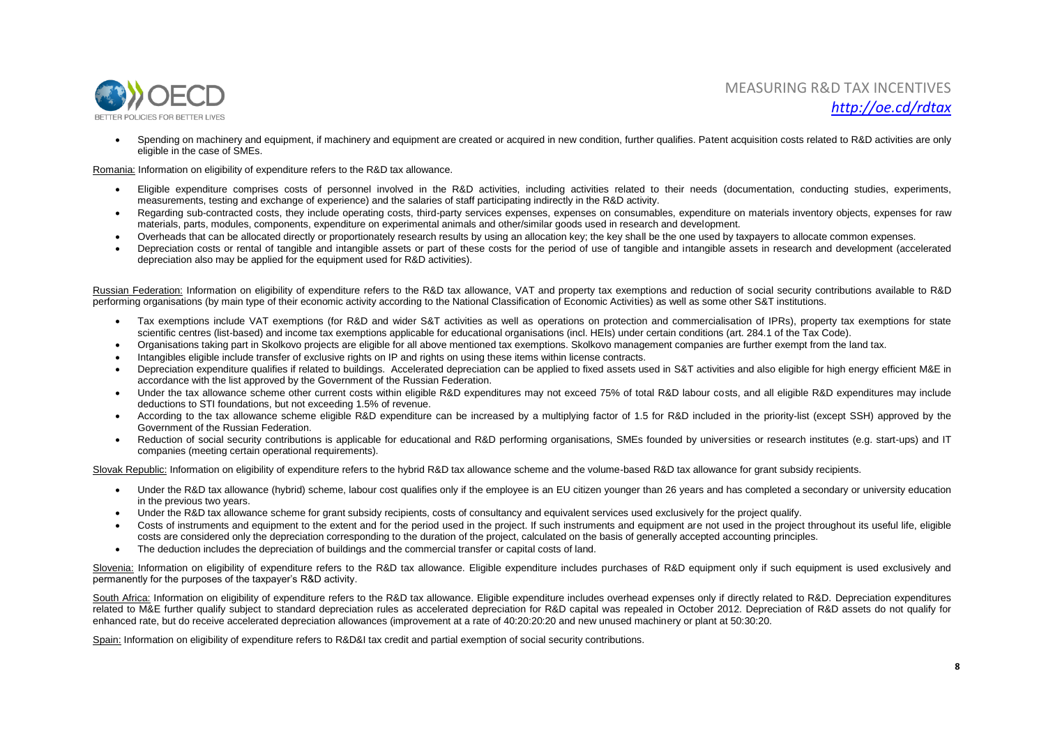- Spending on machinery and equipment, if machinery and equipment are created or acquired in new condition, further qualifies. Patent acquisition costs related to R&D activities are only eligible in the case of SMEs.

Romania: Information on eligibility of expenditure refers to the R&D tax allowance.

- Eligible expenditure comprises costs of personnel involved in the R&D activities, including activities related to their needs (documentation, conducting studies, experiments, measurements, testing and exchange of experience) and the salaries of staff participating indirectly in the R&D activity.
- Regarding sub-contracted costs, they include operating costs, third-party services expenses, expenses on consumables, expenditure on materials inventory objects, expenses for raw materials, parts, modules, components, expenditure on experimental animals and other/similar goods used in research and development.
- Overheads that can be allocated directly or proportionately research results by using an allocation key; the key shall be the one used by taxpayers to allocate common expenses.
- Depreciation costs or rental of tangible and intangible assets or part of these costs for the period of use of tangible and intangible assets in research and development (accelerated depreciation also may be applied for the equipment used for R&D activities).

Russian Federation: Information on eligibility of expenditure refers to the R&D tax allowance, VAT and property tax exemptions and reduction of social security contributions available to R&D performing organisations (by main type of their economic activity according to the National Classification of Economic Activities) as well as some other S&T institutions.

- Tax exemptions include VAT exemptions (for R&D and wider S&T activities as well as operations on protection and commercialisation of IPRs), property tax exemptions for state scientific centres (list-based) and income tax exemptions applicable for educational organisations (incl. HEIs) under certain conditions (art. 284.1 of the Tax Code).
- Organisations taking part in Skolkovo projects are eligible for all above mentioned tax exemptions. Skolkovo management companies are further exempt from the land tax.
- Intangibles eligible include transfer of exclusive rights on IP and rights on using these items within license contracts.
- Depreciation expenditure qualifies if related to buildings. Accelerated depreciation can be applied to fixed assets used in S&T activities and also eligible for high energy efficient M&E in accordance with the list approved by the Government of the Russian Federation.
- Under the tax allowance scheme other current costs within eligible R&D expenditures may not exceed 75% of total R&D labour costs, and all eligible R&D expenditures may include deductions to STI foundations, but not exceeding 1.5% of revenue.
- According to the tax allowance scheme eligible R&D expenditure can be increased by a multiplying factor of 1.5 for R&D included in the priority-list (except SSH) approved by the Government of the Russian Federation.
- Reduction of social security contributions is applicable for educational and R&D performing organisations, SMEs founded by universities or research institutes (e.g. start-ups) and IT companies (meeting certain operational requirements).

Slovak Republic: Information on eligibility of expenditure refers to the hybrid R&D tax allowance scheme and the volume-based R&D tax allowance for grant subsidy recipients.

- Under the R&D tax allowance (hybrid) scheme, labour cost qualifies only if the employee is an EU citizen younger than 26 years and has completed a secondary or university education in the previous two years.
- Under the R&D tax allowance scheme for grant subsidy recipients, costs of consultancy and equivalent services used exclusively for the project qualify.
- Costs of instruments and equipment to the extent and for the period used in the project. If such instruments and equipment are not used in the project throughout its useful life, eligible costs are considered only the depreciation corresponding to the duration of the project, calculated on the basis of generally accepted accounting principles.
- The deduction includes the depreciation of buildings and the commercial transfer or capital costs of land.

Slovenia: Information on eligibility of expenditure refers to the R&D tax allowance. Eligible expenditure includes purchases of R&D equipment only if such equipment is used exclusively and permanently for the purposes of the taxpayer's R&D activity.

South Africa: Information on eligibility of expenditure refers to the R&D tax allowance. Eligible expenditure includes overhead expenses only if directly related to R&D. Depreciation expenditures related to M&E further qualify subject to standard depreciation rules as accelerated depreciation for R&D capital was repealed in October 2012. Depreciation of R&D assets do not qualify for enhanced rate, but do receive accelerated depreciation allowances (improvement at a rate of 40:20:20:20 and new unused machinery or plant at 50:30:20.

Spain: Information on eligibility of expenditure refers to R&D&I tax credit and partial exemption of social security contributions.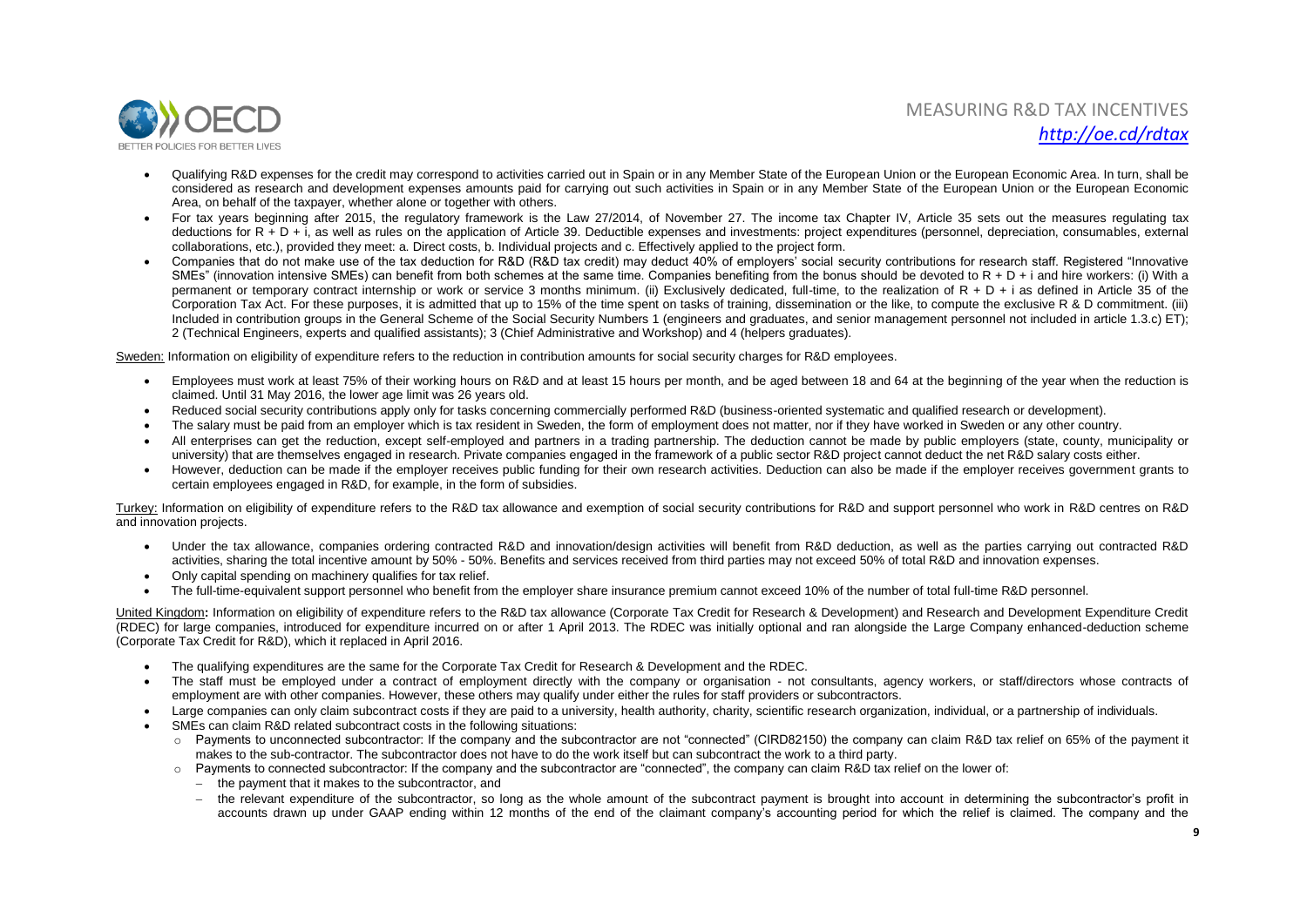- Qualifying R&D expenses for the credit may correspond to activities carried out in Spain or in any Member State of the European Union or the European Economic Area. In turn, shall be considered as research and development expenses amounts paid for carrying out such activities in Spain or in any Member State of the European Union or the European Economic Area, on behalf of the taxpayer, whether alone or together with others.
- For tax years beginning after 2015, the regulatory framework is the Law 27/2014, of November 27. The income tax Chapter IV, Article 35 sets out the measures regulating tax deductions for R + D + i, as well as rules on the application of Article 39. Deductible expenses and investments: project expenditures (personnel, depreciation, consumables, external collaborations, etc.), provided they meet: a. Direct costs, b. Individual projects and c. Effectively applied to the project form.
- Companies that do not make use of the tax deduction for R&D (R&D tax credit) may deduct 40% of employers' social security contributions for research staff. Registered "Innovative SMEs" (innovation intensive SMEs) can benefit from both schemes at the same time. Companies benefiting from the bonus should be devoted to R + D + i and hire workers: (i) With a permanent or temporary contract internship or work or service 3 months minimum. (ii) Exclusively dedicated, full-time, to the realization of R + D + i as defined in Article 35 of the Corporation Tax Act. For these purposes, it is admitted that up to 15% of the time spent on tasks of training, dissemination or the like, to compute the exclusive R & D commitment. (iii) Included in contribution groups in the General Scheme of the Social Security Numbers 1 (engineers and graduates, and senior management personnel not included in article 1.3.c) ET); 2 (Technical Engineers, experts and qualified assistants); 3 (Chief Administrative and Workshop) and 4 (helpers graduates).

Sweden: Information on eligibility of expenditure refers to the reduction in contribution amounts for social security charges for R&D employees.

- Employees must work at least 75% of their working hours on R&D and at least 15 hours per month, and be aged between 18 and 64 at the beginning of the year when the reduction is claimed. Until 31 May 2016, the lower age limit was 26 years old.
- Reduced social security contributions apply only for tasks concerning commercially performed R&D (business-oriented systematic and qualified research or development).
- The salary must be paid from an employer which is tax resident in Sweden, the form of employment does not matter, nor if they have worked in Sweden or any other country.
- All enterprises can get the reduction, except self-employed and partners in a trading partnership. The deduction cannot be made by public employers (state, county, municipality or university) that are themselves engaged in research. Private companies engaged in the framework of a public sector R&D project cannot deduct the net R&D salary costs either.
- However, deduction can be made if the employer receives public funding for their own research activities. Deduction can also be made if the employer receives government grants to certain employees engaged in R&D, for example, in the form of subsidies.

Turkey: Information on eligibility of expenditure refers to the R&D tax allowance and exemption of social security contributions for R&D and support personnel who work in R&D centres on R&D and innovation projects.

- Under the tax allowance, companies ordering contracted R&D and innovation/design activities will benefit from R&D deduction, as well as the parties carrying out contracted R&D activities, sharing the total incentive amount by 50% - 50%. Benefits and services received from third parties may not exceed 50% of total R&D and innovation expenses.
- Only capital spending on machinery qualifies for tax relief.
- The full-time-equivalent support personnel who benefit from the employer share insurance premium cannot exceed 10% of the number of total full-time R&D personnel.

United Kingdom**:** Information on eligibility of expenditure refers to the R&D tax allowance (Corporate Tax Credit for Research & Development) and Research and Development Expenditure Credit (RDEC) for large companies, introduced for expenditure incurred on or after 1 April 2013. The RDEC was initially optional and ran alongside the Large Company enhanced-deduction scheme (Corporate Tax Credit for R&D), which it replaced in April 2016.

- The qualifying expenditures are the same for the Corporate Tax Credit for Research & Development and the RDEC.
- The staff must be employed under a contract of employment directly with the company or organisation - not consultants, agency workers, or staff/directors whose contracts of employment are with other companies. However, these others may qualify under either the rules for staff providers or subcontractors.
- Large companies can only claim subcontract costs if they are paid to a university, health authority, charity, scientific research organization, individual, or a partnership of individuals.
- SMEs can claim R&D related subcontract costs in the following situations:
  - Payments to unconnected subcontractor: If the company and the subcontractor are not "connected" (CIRD82150) the company can claim R&D tax relief on 65% of the payment it makes to the sub-contractor. The subcontractor does not have to do the work itself but can subcontract the work to a third party.
  - Payments to connected subcontractor: If the company and the subcontractor are "connected", the company can claim R&D tax relief on the lower of:
    - the payment that it makes to the subcontractor, and
    - the relevant expenditure of the subcontractor, so long as the whole amount of the subcontract payment is brought into account in determining the subcontractor's profit in accounts drawn up under GAAP ending within 12 months of the end of the claimant company's accounting period for which the relief is claimed. The company and the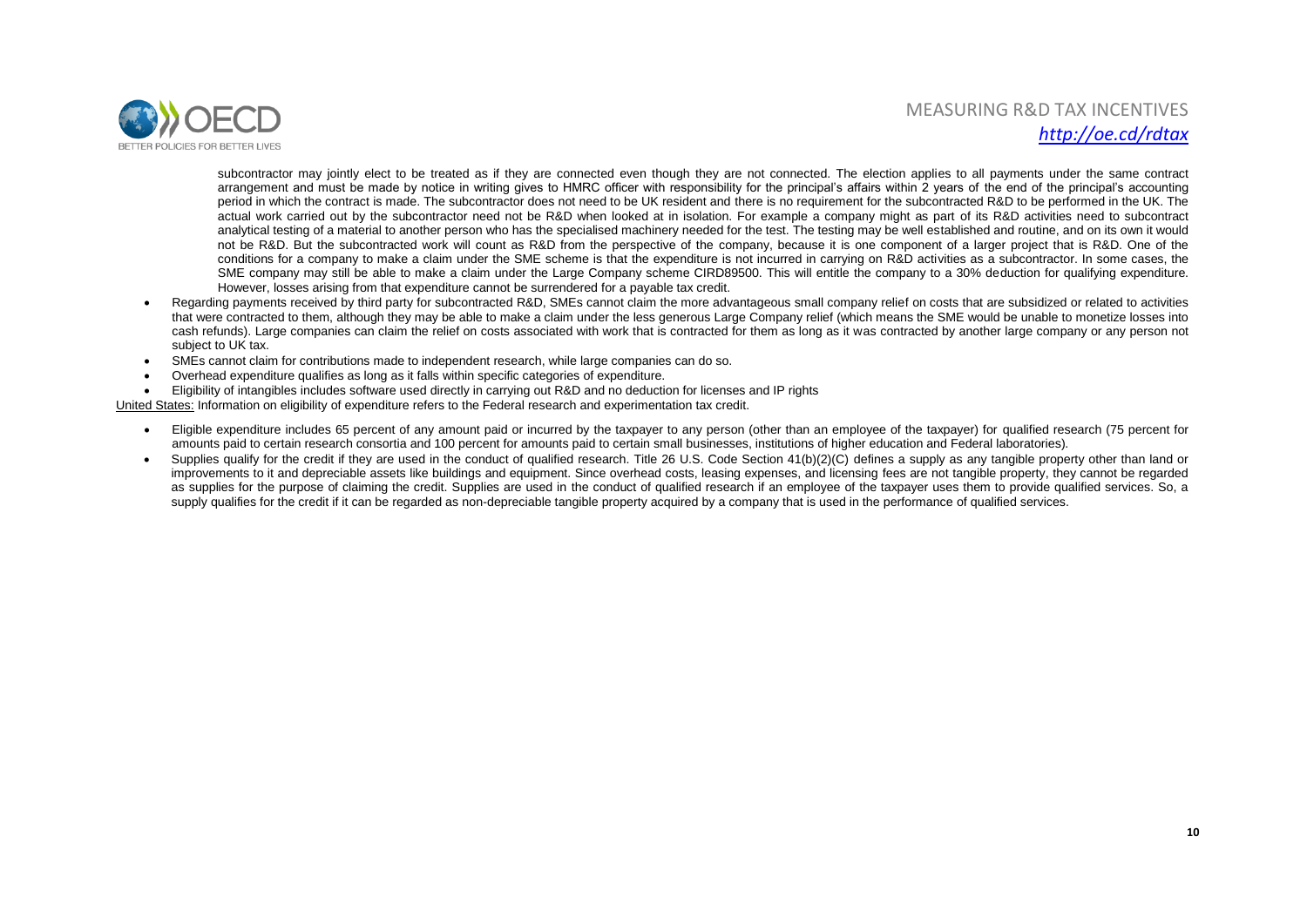subcontractor may jointly elect to be treated as if they are connected even though they are not connected. The election applies to all payments under the same contract arrangement and must be made by notice in writing gives to HMRC officer with responsibility for the principal's affairs within 2 years of the end of the principal's accounting period in which the contract is made. The subcontractor does not need to be UK resident and there is no requirement for the subcontracted R&D to be performed in the UK. The actual work carried out by the subcontractor need not be R&D when looked at in isolation. For example a company might as part of its R&D activities need to subcontract analytical testing of a material to another person who has the specialised machinery needed for the test. The testing may be well established and routine, and on its own it would not be R&D. But the subcontracted work will count as R&D from the perspective of the company, because it is one component of a larger project that is R&D. One of the conditions for a company to make a claim under the SME scheme is that the expenditure is not incurred in carrying on R&D activities as a subcontractor. In some cases, the SME company may still be able to make a claim under the Large Company scheme CIRD89500. This will entitle the company to a 30% deduction for qualifying expenditure. However, losses arising from that expenditure cannot be surrendered for a payable tax credit.

- Regarding payments received by third party for subcontracted R&D, SMEs cannot claim the more advantageous small company relief on costs that are subsidized or related to activities that were contracted to them, although they may be able to make a claim under the less generous Large Company relief (which means the SME would be unable to monetize losses into cash refunds). Large companies can claim the relief on costs associated with work that is contracted for them as long as it was contracted by another large company or any person not subject to UK tax.
- SMEs cannot claim for contributions made to independent research, while large companies can do so.
- Overhead expenditure qualifies as long as it falls within specific categories of expenditure.
- Eligibility of intangibles includes software used directly in carrying out R&D and no deduction for licenses and IP rights

United States: Information on eligibility of expenditure refers to the Federal research and experimentation tax credit.

- Eligible expenditure includes 65 percent of any amount paid or incurred by the taxpayer to any person (other than an employee of the taxpayer) for qualified research (75 percent for amounts paid to certain research consortia and 100 percent for amounts paid to certain small businesses, institutions of higher education and Federal laboratories).
- Supplies qualify for the credit if they are used in the conduct of qualified research. Title 26 U.S. Code Section 41(b)(2)(C) defines a supply as any tangible property other than land or improvements to it and depreciable assets like buildings and equipment. Since overhead costs, leasing expenses, and licensing fees are not tangible property, they cannot be regarded as supplies for the purpose of claiming the credit. Supplies are used in the conduct of qualified research if an employee of the taxpayer uses them to provide qualified services. So, a supply qualifies for the credit if it can be regarded as non-depreciable tangible property acquired by a company that is used in the performance of qualified services.